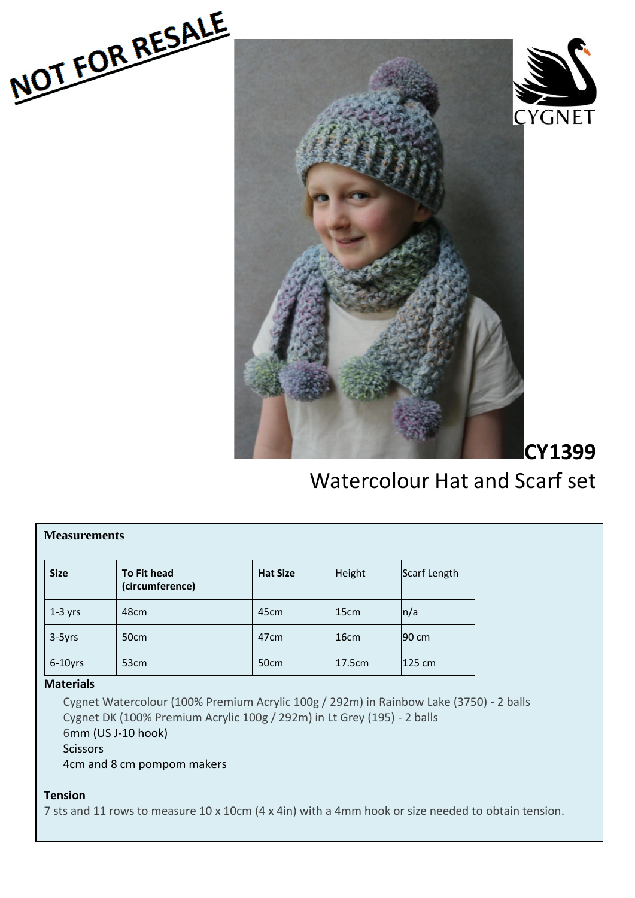NOT FOR RESALE

CYGNET

**CY1399**

# Watercolour Hat and Scarf set

## Measurements

| Size | To Fit head (circumference) | Hat Size | Height | Scarf Length |
|---|---|---|---|---|
| 1-3 yrs | 48cm | 45cm | 15cm | n/a |
| 3-5yrs | 50cm | 47cm | 16cm | 90 cm |
| 6-10yrs | 53cm | 50cm | 17.5cm | 125 cm |

## Materials

Cygnet Watercolour (100% Premium Acrylic 100g / 292m) in Rainbow Lake (3750) - 2 balls
Cygnet DK (100% Premium Acrylic 100g / 292m) in Lt Grey (195) - 2 balls
6mm (US J-10 hook)
Scissors
4cm and 8 cm pompom makers

## Tension

7 sts and 11 rows to measure 10 x 10cm (4 x 4in) with a 4mm hook or size needed to obtain tension.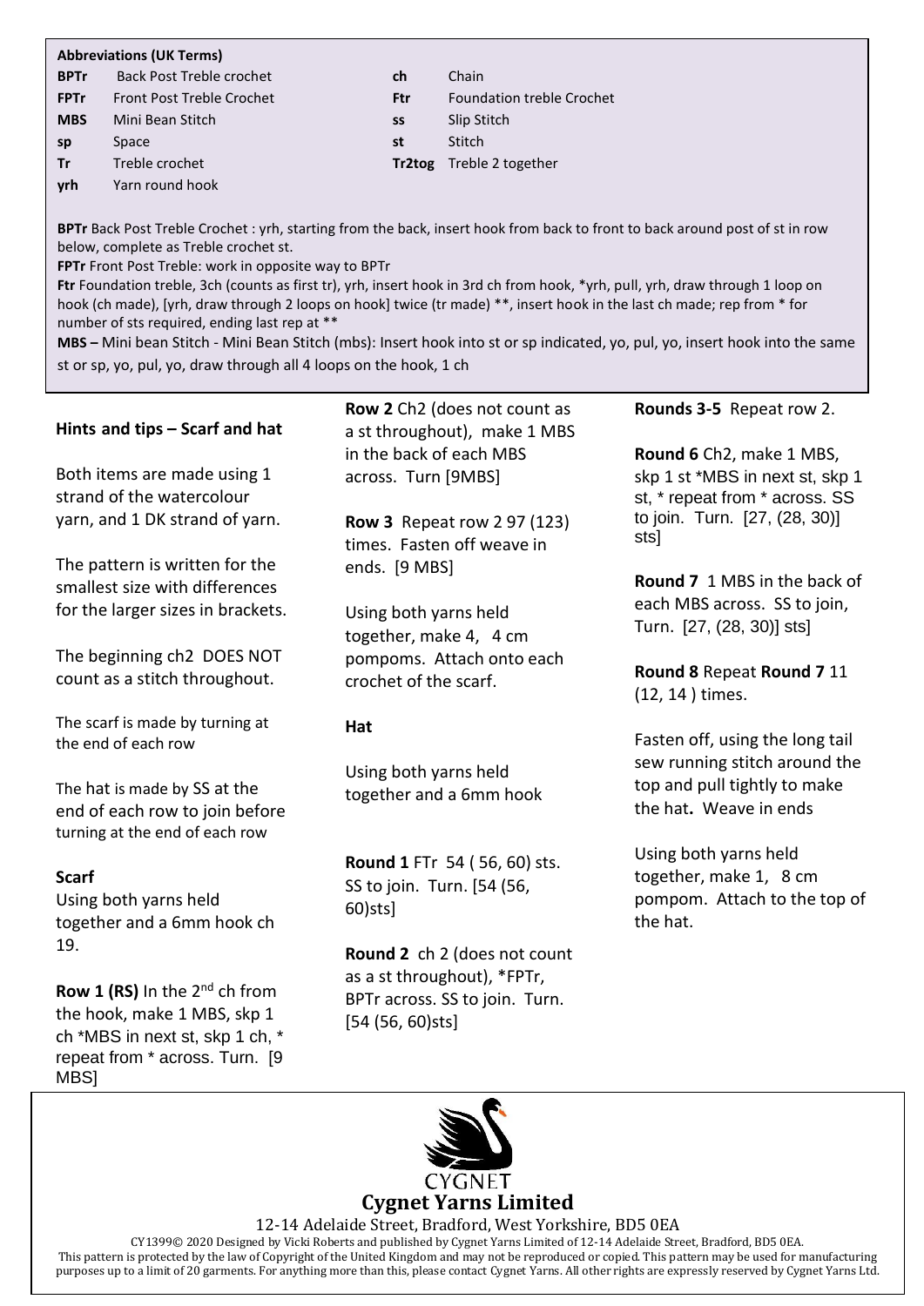**Abbreviations (UK Terms)**

| | | | |
|---|---|---|---|
| **BPTr** | Back Post Treble crochet | **ch** | Chain |
| **FPTr** | Front Post Treble Crochet | **Ftr** | Foundation treble Crochet |
| **MBS** | Mini Bean Stitch | **ss** | Slip Stitch |
| **sp** | Space | **st** | Stitch |
| **Tr** | Treble crochet | **Tr2tog** | Treble 2 together |
| **yrh** | Yarn round hook | | |

**BPTr** Back Post Treble Crochet : yrh, starting from the back, insert hook from back to front to back around post of st in row below, complete as Treble crochet st.

**FPTr** Front Post Treble: work in opposite way to BPTr

**Ftr** Foundation treble, 3ch (counts as first tr), yrh, insert hook in 3rd ch from hook, *yrh, pull, yrh, draw through 1 loop on hook (ch made), [yrh, draw through 2 loops on hook] twice (tr made) **, insert hook in the last ch made; rep from * for number of sts required, ending last rep at **

**MBS –** Mini bean Stitch - Mini Bean Stitch (mbs): Insert hook into st or sp indicated, yo, pul, yo, insert hook into the same st or sp, yo, pul, yo, draw through all 4 loops on the hook, 1 ch

**Hints and tips – Scarf and hat**

Both items are made using 1 strand of the watercolour yarn, and 1 DK strand of yarn.

The pattern is written for the smallest size with differences for the larger sizes in brackets.

The beginning ch2 DOES NOT count as a stitch throughout.

The scarf is made by turning at the end of each row

The hat is made by SS at the end of each row to join before turning at the end of each row

**Scarf**

Using both yarns held together and a 6mm hook ch 19.

**Row 1 (RS)** In the 2nd ch from the hook, make 1 MBS, skp 1 ch *MBS in next st, skp 1 ch, * repeat from * across. Turn. [9 MBS]

**Row 2** Ch2 (does not count as a st throughout), make 1 MBS in the back of each MBS across. Turn [9MBS]

**Row 3** Repeat row 2 97 (123) times. Fasten off weave in ends. [9 MBS]

Using both yarns held together, make 4, 4 cm pompoms. Attach onto each crochet of the scarf.

**Hat**

Using both yarns held together and a 6mm hook

**Round 1** FTr 54 ( 56, 60) sts. SS to join. Turn. [54 (56, 60)sts]

**Round 2** ch 2 (does not count as a st throughout), *FPTr, BPTr across. SS to join. Turn. [54 (56, 60)sts]

**Rounds 3-5** Repeat row 2.

**Round 6** Ch2, make 1 MBS, skp 1 st *MBS in next st, skp 1 st, * repeat from * across. SS to join. Turn. [27, (28, 30)] sts]

**Round 7** 1 MBS in the back of each MBS across. SS to join, Turn. [27, (28, 30)] sts]

**Round 8** Repeat **Round 7** 11 (12, 14 ) times.

Fasten off, using the long tail sew running stitch around the top and pull tightly to make the hat**.** Weave in ends

Using both yarns held together, make 1, 8 cm pompom. Attach to the top of the hat.

CYGNET

**Cygnet Yarns Limited**

12-14 Adelaide Street, Bradford, West Yorkshire, BD5 0EA

CY1399© 2020 Designed by Vicki Roberts and published by Cygnet Yarns Limited of 12-14 Adelaide Street, Bradford, BD5 0EA.
This pattern is protected by the law of Copyright of the United Kingdom and may not be reproduced or copied. This pattern may be used for manufacturing purposes up to a limit of 20 garments. For anything more than this, please contact Cygnet Yarns. All other rights are expressly reserved by Cygnet Yarns Ltd.